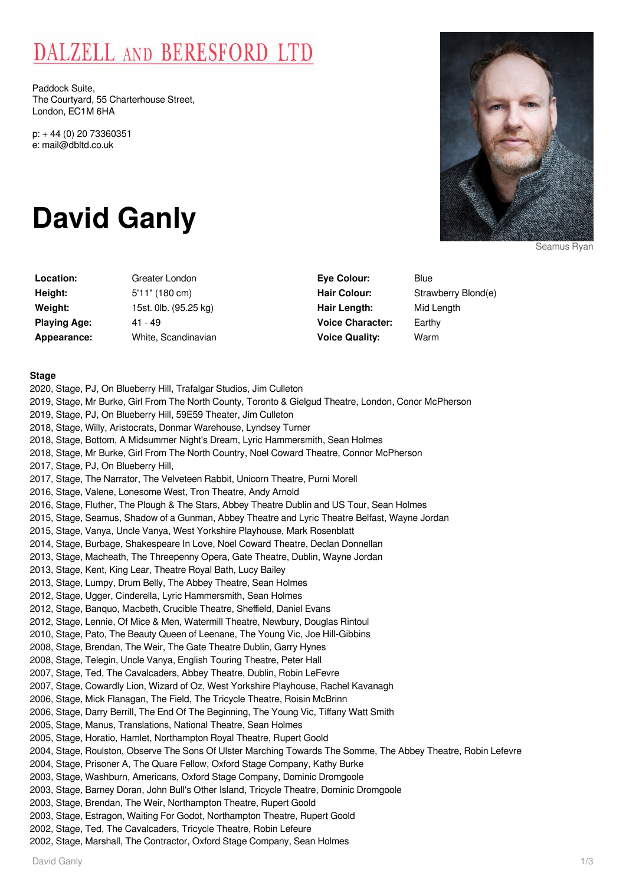# DALZELL AND BERESFORD LTD

Paddock Suite,
The Courtyard, 55 Charterhouse Street,
London, EC1M 6HA

p: + 44 (0) 20 73360351
e: mail@dbltd.co.uk

# David Ganly

Seamus Ryan

| | | | |
|---|---|---|---|
| **Location:** | Greater London | **Eye Colour:** | Blue |
| **Height:** | 5'11" (180 cm) | **Hair Colour:** | Strawberry Blond(e) |
| **Weight:** | 15st. 0lb. (95.25 kg) | **Hair Length:** | Mid Length |
| **Playing Age:** | 41 - 49 | **Voice Character:** | Earthy |
| **Appearance:** | White, Scandinavian | **Voice Quality:** | Warm |

**Stage**

2020, Stage, PJ, On Blueberry Hill, Trafalgar Studios, Jim Culleton
2019, Stage, Mr Burke, Girl From The North County, Toronto & Gielgud Theatre, London, Conor McPherson
2019, Stage, PJ, On Blueberry Hill, 59E59 Theater, Jim Culleton
2018, Stage, Willy, Aristocrats, Donmar Warehouse, Lyndsey Turner
2018, Stage, Bottom, A Midsummer Night's Dream, Lyric Hammersmith, Sean Holmes
2018, Stage, Mr Burke, Girl From The North Country, Noel Coward Theatre, Connor McPherson
2017, Stage, PJ, On Blueberry Hill,
2017, Stage, The Narrator, The Velveteen Rabbit, Unicorn Theatre, Purni Morell
2016, Stage, Valene, Lonesome West, Tron Theatre, Andy Arnold
2016, Stage, Fluther, The Plough & The Stars, Abbey Theatre Dublin and US Tour, Sean Holmes
2015, Stage, Seamus, Shadow of a Gunman, Abbey Theatre and Lyric Theatre Belfast, Wayne Jordan
2015, Stage, Vanya, Uncle Vanya, West Yorkshire Playhouse, Mark Rosenblatt
2014, Stage, Burbage, Shakespeare In Love, Noel Coward Theatre, Declan Donnellan
2013, Stage, Macheath, The Threepenny Opera, Gate Theatre, Dublin, Wayne Jordan
2013, Stage, Kent, King Lear, Theatre Royal Bath, Lucy Bailey
2013, Stage, Lumpy, Drum Belly, The Abbey Theatre, Sean Holmes
2012, Stage, Ugger, Cinderella, Lyric Hammersmith, Sean Holmes
2012, Stage, Banquo, Macbeth, Crucible Theatre, Sheffield, Daniel Evans
2012, Stage, Lennie, Of Mice & Men, Watermill Theatre, Newbury, Douglas Rintoul
2010, Stage, Pato, The Beauty Queen of Leenane, The Young Vic, Joe Hill-Gibbins
2008, Stage, Brendan, The Weir, The Gate Theatre Dublin, Garry Hynes
2008, Stage, Telegin, Uncle Vanya, English Touring Theatre, Peter Hall
2007, Stage, Ted, The Cavalcaders, Abbey Theatre, Dublin, Robin LeFevre
2007, Stage, Cowardly Lion, Wizard of Oz, West Yorkshire Playhouse, Rachel Kavanagh
2006, Stage, Mick Flanagan, The Field, The Tricycle Theatre, Roisin McBrinn
2006, Stage, Darry Berrill, The End Of The Beginning, The Young Vic, Tiffany Watt Smith
2005, Stage, Manus, Translations, National Theatre, Sean Holmes
2005, Stage, Horatio, Hamlet, Northampton Royal Theatre, Rupert Goold
2004, Stage, Roulston, Observe The Sons Of Ulster Marching Towards The Somme, The Abbey Theatre, Robin Lefevre
2004, Stage, Prisoner A, The Quare Fellow, Oxford Stage Company, Kathy Burke
2003, Stage, Washburn, Americans, Oxford Stage Company, Dominic Dromgoole
2003, Stage, Barney Doran, John Bull's Other Island, Tricycle Theatre, Dominic Dromgoole
2003, Stage, Brendan, The Weir, Northampton Theatre, Rupert Goold
2003, Stage, Estragon, Waiting For Godot, Northampton Theatre, Rupert Goold
2002, Stage, Ted, The Cavalcaders, Tricycle Theatre, Robin Lefeure
2002, Stage, Marshall, The Contractor, Oxford Stage Company, Sean Holmes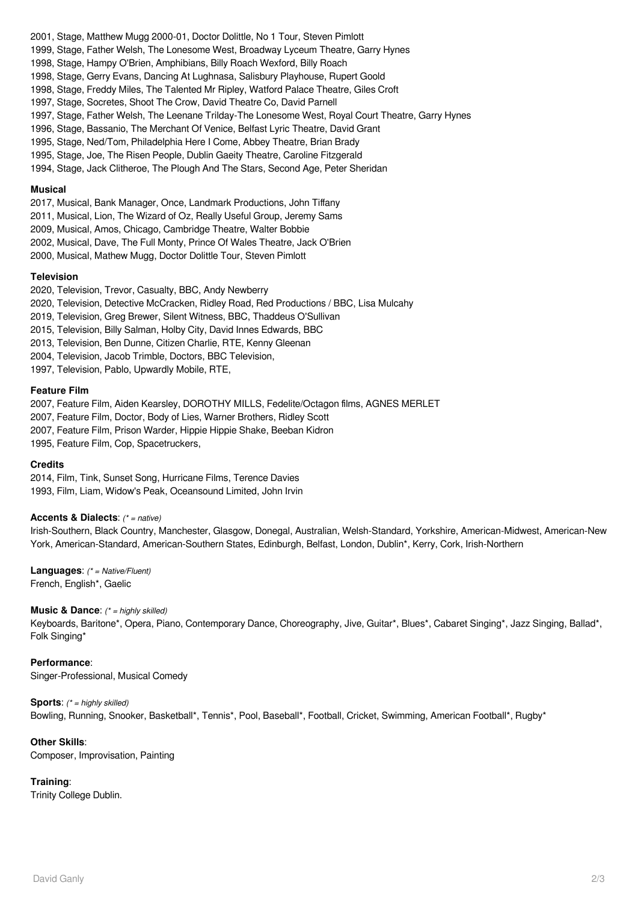2001, Stage, Matthew Mugg 2000-01, Doctor Dolittle, No 1 Tour, Steven Pimlott
1999, Stage, Father Welsh, The Lonesome West, Broadway Lyceum Theatre, Garry Hynes
1998, Stage, Hampy O'Brien, Amphibians, Billy Roach Wexford, Billy Roach
1998, Stage, Gerry Evans, Dancing At Lughnasa, Salisbury Playhouse, Rupert Goold
1998, Stage, Freddy Miles, The Talented Mr Ripley, Watford Palace Theatre, Giles Croft
1997, Stage, Socretes, Shoot The Crow, David Theatre Co, David Parnell
1997, Stage, Father Welsh, The Leenane Trilday-The Lonesome West, Royal Court Theatre, Garry Hynes
1996, Stage, Bassanio, The Merchant Of Venice, Belfast Lyric Theatre, David Grant
1995, Stage, Ned/Tom, Philadelphia Here I Come, Abbey Theatre, Brian Brady
1995, Stage, Joe, The Risen People, Dublin Gaeity Theatre, Caroline Fitzgerald
1994, Stage, Jack Clitheroe, The Plough And The Stars, Second Age, Peter Sheridan

**Musical**

2017, Musical, Bank Manager, Once, Landmark Productions, John Tiffany
2011, Musical, Lion, The Wizard of Oz, Really Useful Group, Jeremy Sams
2009, Musical, Amos, Chicago, Cambridge Theatre, Walter Bobbie
2002, Musical, Dave, The Full Monty, Prince Of Wales Theatre, Jack O'Brien
2000, Musical, Mathew Mugg, Doctor Dolittle Tour, Steven Pimlott

**Television**

2020, Television, Trevor, Casualty, BBC, Andy Newberry
2020, Television, Detective McCracken, Ridley Road, Red Productions / BBC, Lisa Mulcahy
2019, Television, Greg Brewer, Silent Witness, BBC, Thaddeus O'Sullivan
2015, Television, Billy Salman, Holby City, David Innes Edwards, BBC
2013, Television, Ben Dunne, Citizen Charlie, RTE, Kenny Gleenan
2004, Television, Jacob Trimble, Doctors, BBC Television,
1997, Television, Pablo, Upwardly Mobile, RTE,

**Feature Film**

2007, Feature Film, Aiden Kearsley, DOROTHY MILLS, Fedelite/Octagon films, AGNES MERLET
2007, Feature Film, Doctor, Body of Lies, Warner Brothers, Ridley Scott
2007, Feature Film, Prison Warder, Hippie Hippie Shake, Beeban Kidron
1995, Feature Film, Cop, Spacetruckers,

**Credits**

2014, Film, Tink, Sunset Song, Hurricane Films, Terence Davies
1993, Film, Liam, Widow's Peak, Oceansound Limited, John Irvin

**Accents & Dialects**: *(* = native)*
Irish-Southern, Black Country, Manchester, Glasgow, Donegal, Australian, Welsh-Standard, Yorkshire, American-Midwest, American-New York, American-Standard, American-Southern States, Edinburgh, Belfast, London, Dublin*, Kerry, Cork, Irish-Northern

**Languages**: *(* = Native/Fluent)*
French, English*, Gaelic

**Music & Dance**: *(* = highly skilled)*
Keyboards, Baritone*, Opera, Piano, Contemporary Dance, Choreography, Jive, Guitar*, Blues*, Cabaret Singing*, Jazz Singing, Ballad*, Folk Singing*

**Performance**:
Singer-Professional, Musical Comedy

**Sports**: *(* = highly skilled)*
Bowling, Running, Snooker, Basketball*, Tennis*, Pool, Baseball*, Football, Cricket, Swimming, American Football*, Rugby*

**Other Skills**:
Composer, Improvisation, Painting

**Training**:
Trinity College Dublin.